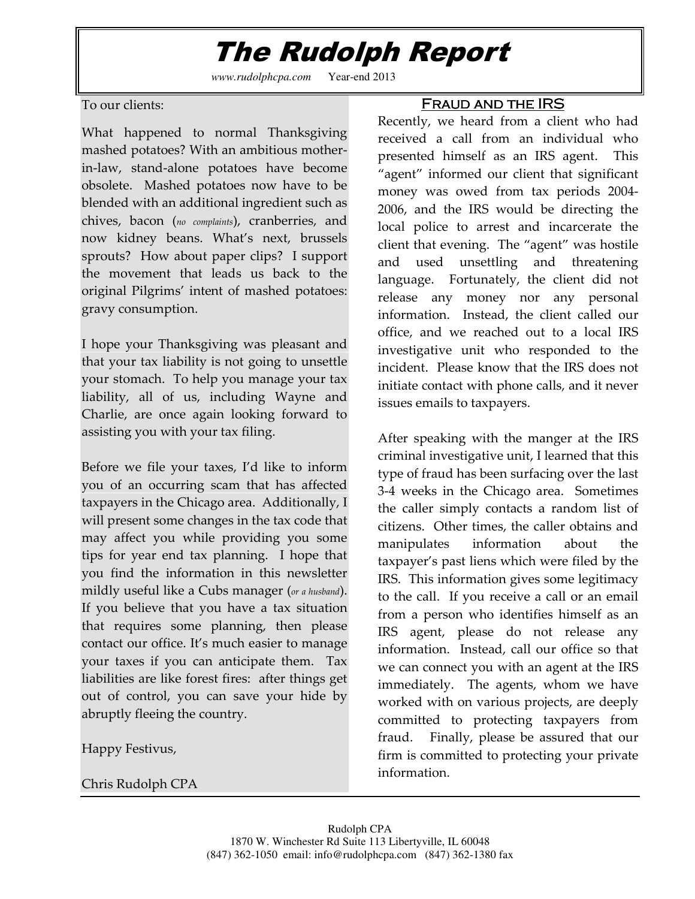# The Rudolph Report

*www.rudolphcpa.com* Year-end 2013

To our clients:

What happened to normal Thanksgiving mashed potatoes? With an ambitious mother-in-law, stand-alone potatoes have become obsolete. Mashed potatoes now have to be blended with an additional ingredient such as chives, bacon (*no complaints*), cranberries, and now kidney beans. What's next, brussels sprouts? How about paper clips? I support the movement that leads us back to the original Pilgrims' intent of mashed potatoes: gravy consumption.

I hope your Thanksgiving was pleasant and that your tax liability is not going to unsettle your stomach. To help you manage your tax liability, all of us, including Wayne and Charlie, are once again looking forward to assisting you with your tax filing.

Before we file your taxes, I'd like to inform you of an occurring scam that has affected taxpayers in the Chicago area. Additionally, I will present some changes in the tax code that may affect you while providing you some tips for year end tax planning. I hope that you find the information in this newsletter mildly useful like a Cubs manager (*or a husband*). If you believe that you have a tax situation that requires some planning, then please contact our office. It's much easier to manage your taxes if you can anticipate them. Tax liabilities are like forest fires: after things get out of control, you can save your hide by abruptly fleeing the country.

Happy Festivus,

Chris Rudolph CPA

## Fraud and the IRS

Recently, we heard from a client who had received a call from an individual who presented himself as an IRS agent. This "agent" informed our client that significant money was owed from tax periods 2004-2006, and the IRS would be directing the local police to arrest and incarcerate the client that evening. The "agent" was hostile and used unsettling and threatening language. Fortunately, the client did not release any money nor any personal information. Instead, the client called our office, and we reached out to a local IRS investigative unit who responded to the incident. Please know that the IRS does not initiate contact with phone calls, and it never issues emails to taxpayers.

After speaking with the manger at the IRS criminal investigative unit, I learned that this type of fraud has been surfacing over the last 3-4 weeks in the Chicago area. Sometimes the caller simply contacts a random list of citizens. Other times, the caller obtains and manipulates information about the taxpayer's past liens which were filed by the IRS. This information gives some legitimacy to the call. If you receive a call or an email from a person who identifies himself as an IRS agent, please do not release any information. Instead, call our office so that we can connect you with an agent at the IRS immediately. The agents, whom we have worked with on various projects, are deeply committed to protecting taxpayers from fraud. Finally, please be assured that our firm is committed to protecting your private information.

Rudolph CPA
1870 W. Winchester Rd Suite 113 Libertyville, IL 60048
(847) 362-1050 email: info@rudolphcpa.com (847) 362-1380 fax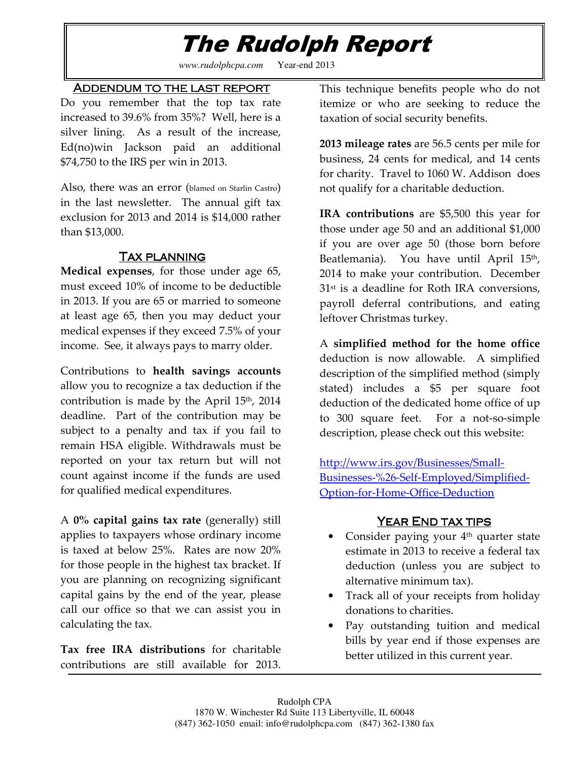# The Rudolph Report

www.rudolphcpa.com Year-end 2013

## Addendum to the last report

Do you remember that the top tax rate increased to 39.6% from 35%? Well, here is a silver lining. As a result of the increase, Ed(no)win Jackson paid an additional $74,750 to the IRS per win in 2013.

Also, there was an error (blamed on Starlin Castro) in the last newsletter. The annual gift tax exclusion for 2013 and 2014 is $14,000 rather than $13,000.

## Tax planning

**Medical expenses**, for those under age 65, must exceed 10% of income to be deductible in 2013. If you are 65 or married to someone at least age 65, then you may deduct your medical expenses if they exceed 7.5% of your income. See, it always pays to marry older.

Contributions to **health savings accounts** allow you to recognize a tax deduction if the contribution is made by the April 15th, 2014 deadline. Part of the contribution may be subject to a penalty and tax if you fail to remain HSA eligible. Withdrawals must be reported on your tax return but will not count against income if the funds are used for qualified medical expenditures.

A **0% capital gains tax rate** (generally) still applies to taxpayers whose ordinary income is taxed at below 25%. Rates are now 20% for those people in the highest tax bracket. If you are planning on recognizing significant capital gains by the end of the year, please call our office so that we can assist you in calculating the tax.

**Tax free IRA distributions** for charitable contributions are still available for 2013. This technique benefits people who do not itemize or who are seeking to reduce the taxation of social security benefits.

**2013 mileage rates** are 56.5 cents per mile for business, 24 cents for medical, and 14 cents for charity. Travel to 1060 W. Addison does not qualify for a charitable deduction.

**IRA contributions** are $5,500 this year for those under age 50 and an additional $1,000 if you are over age 50 (those born before Beatlemania). You have until April 15th, 2014 to make your contribution. December 31st is a deadline for Roth IRA conversions, payroll deferral contributions, and eating leftover Christmas turkey.

A **simplified method for the home office** deduction is now allowable. A simplified description of the simplified method (simply stated) includes a $5 per square foot deduction of the dedicated home office of up to 300 square feet. For a not-so-simple description, please check out this website:

http://www.irs.gov/Businesses/Small-Businesses-%26-Self-Employed/Simplified-Option-for-Home-Office-Deduction

## Year End tax tips

- Consider paying your 4th quarter state estimate in 2013 to receive a federal tax deduction (unless you are subject to alternative minimum tax).
- Track all of your receipts from holiday donations to charities.
- Pay outstanding tuition and medical bills by year end if those expenses are better utilized in this current year.

Rudolph CPA
1870 W. Winchester Rd Suite 113 Libertyville, IL 60048
(847) 362-1050 email: info@rudolphcpa.com (847) 362-1380 fax